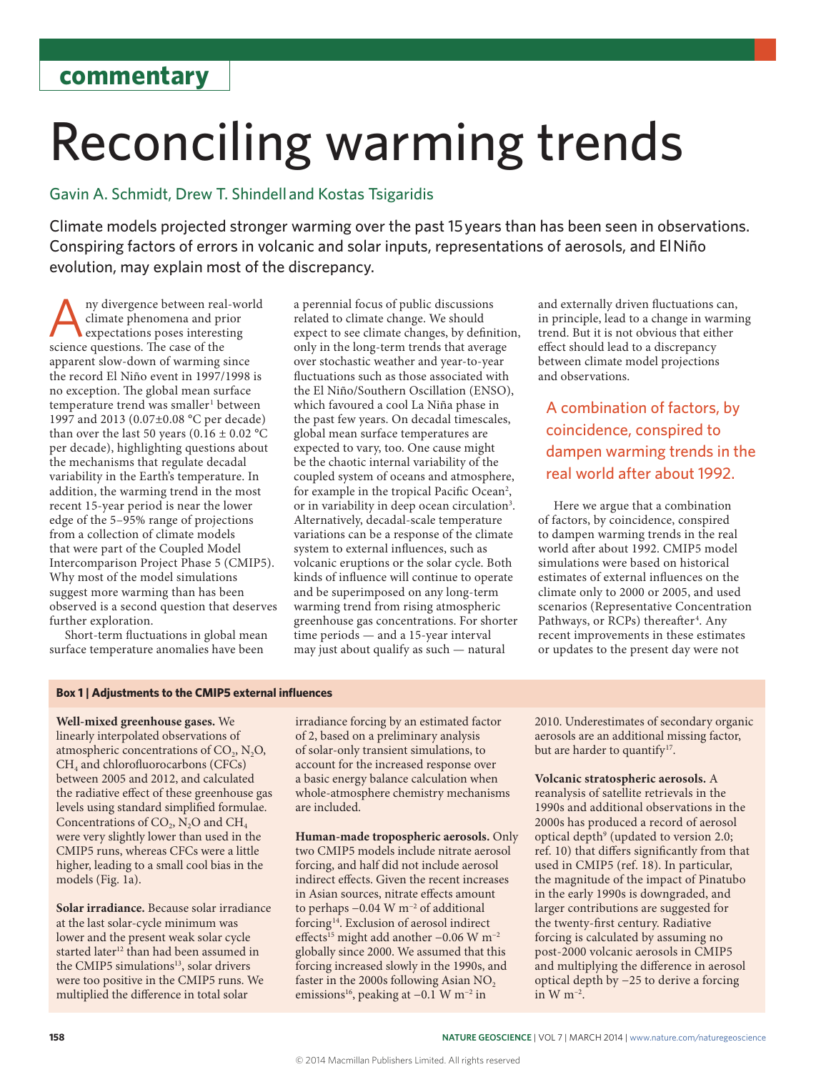commentary

# Reconciling warming trends

Gavin A. Schmidt, Drew T. Shindell and Kostas Tsigaridis

**Climate models projected stronger warming over the past 15 years than has been seen in observations. Conspiring factors of errors in volcanic and solar inputs, representations of aerosols, and El Niño evolution, may explain most of the discrepancy.**

Any divergence between real-world climate phenomena and prior expectations poses interesting science questions. The case of the apparent slow-down of warming since the record El Niño event in 1997/1998 is no exception. The global mean surface temperature trend was smaller[1] between 1997 and 2013 (0.07±0.08 °C per decade) than over the last 50 years (0.16 ± 0.02 °C per decade), highlighting questions about the mechanisms that regulate decadal variability in the Earth's temperature. In addition, the warming trend in the most recent 15-year period is near the lower edge of the 5–95% range of projections from a collection of climate models that were part of the Coupled Model Intercomparison Project Phase 5 (CMIP5). Why most of the model simulations suggest more warming than has been observed is a second question that deserves further exploration.

Short-term fluctuations in global mean surface temperature anomalies have been a perennial focus of public discussions related to climate change. We should expect to see climate changes, by definition, only in the long-term trends that average over stochastic weather and year-to-year fluctuations such as those associated with the El Niño/Southern Oscillation (ENSO), which favoured a cool La Niña phase in the past few years. On decadal timescales, global mean surface temperatures are expected to vary, too. One cause might be the chaotic internal variability of the coupled system of oceans and atmosphere, for example in the tropical Pacific Ocean[2], or in variability in deep ocean circulation[3]. Alternatively, decadal-scale temperature variations can be a response of the climate system to external influences, such as volcanic eruptions or the solar cycle. Both kinds of influence will continue to operate and be superimposed on any long-term warming trend from rising atmospheric greenhouse gas concentrations. For shorter time periods — and a 15-year interval may just about qualify as such — natural and externally driven fluctuations can, in principle, lead to a change in warming trend. But it is not obvious that either effect should lead to a discrepancy between climate model projections and observations.

> A combination of factors, by coincidence, conspired to dampen warming trends in the real world after about 1992.

Here we argue that a combination of factors, by coincidence, conspired to dampen warming trends in the real world after about 1992. CMIP5 model simulations were based on historical estimates of external influences on the climate only to 2000 or 2005, and used scenarios (Representative Concentration Pathways, or RCPs) thereafter[4]. Any recent improvements in these estimates or updates to the present day were not

**Box 1 | Adjustments to the CMIP5 external influences**

**Well-mixed greenhouse gases.** We linearly interpolated observations of atmospheric concentrations of $CO_2$, $N_2O$, $CH_4$ and chlorofluorocarbons (CFCs) between 2005 and 2012, and calculated the radiative effect of these greenhouse gas levels using standard simplified formulae. Concentrations of $CO_2$, $N_2O$ and $CH_4$ were very slightly lower than used in the CMIP5 runs, whereas CFCs were a little higher, leading to a small cool bias in the models (Fig. 1a).

**Solar irradiance.** Because solar irradiance at the last solar-cycle minimum was lower and the present weak solar cycle started later[12] than had been assumed in the CMIP5 simulations[13], solar drivers were too positive in the CMIP5 runs. We multiplied the difference in total solar irradiance forcing by an estimated factor of 2, based on a preliminary analysis of solar-only transient simulations, to account for the increased response over a basic energy balance calculation when whole-atmosphere chemistry mechanisms are included.

**Human-made tropospheric aerosols.** Only two CMIP5 models include nitrate aerosol forcing, and half did not include aerosol indirect effects. Given the recent increases in Asian sources, nitrate effects amount to perhaps $-0.04$ W m$^{-2}$ of additional forcing[14]. Exclusion of aerosol indirect effects[15] might add another $-0.06$ W m$^{-2}$ globally since 2000. We assumed that this forcing increased slowly in the 1990s, and faster in the 2000s following Asian $NO_2$ emissions[16], peaking at $-0.1$ W m$^{-2}$ in 2010. Underestimates of secondary organic aerosols are an additional missing factor, but are harder to quantify[17].

**Volcanic stratospheric aerosols.** A reanalysis of satellite retrievals in the 1990s and additional observations in the 2000s has produced a record of aerosol optical depth[9] (updated to version 2.0; ref. 10) that differs significantly from that used in CMIP5 (ref. 18). In particular, the magnitude of the impact of Pinatubo in the early 1990s is downgraded, and larger contributions are suggested for the twenty-first century. Radiative forcing is calculated by assuming no post-2000 volcanic aerosols in CMIP5 and multiplying the difference in aerosol optical depth by $-25$ to derive a forcing in W m$^{-2}$.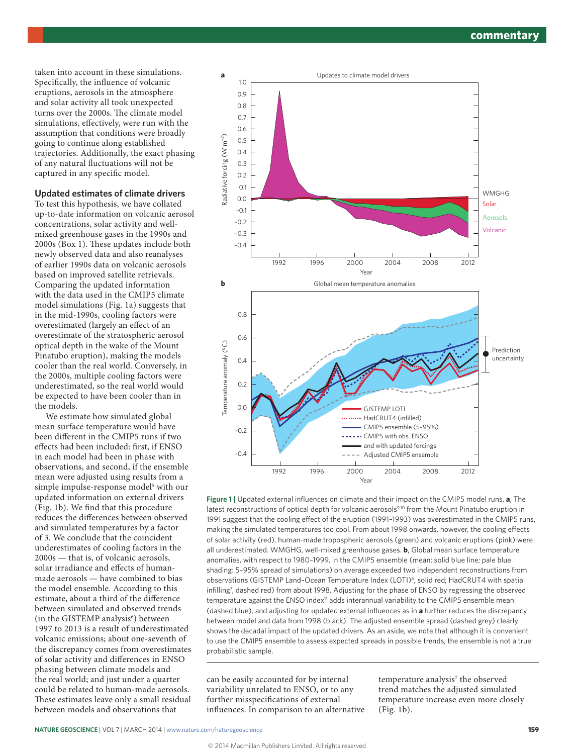taken into account in these simulations. Specifically, the influence of volcanic eruptions, aerosols in the atmosphere and solar activity all took unexpected turns over the 2000s. The climate model simulations, effectively, were run with the assumption that conditions were broadly going to continue along established trajectories. Additionally, the exact phasing of any natural fluctuations will not be captured in any specific model.

### Updated estimates of climate drivers

To test this hypothesis, we have collated up-to-date information on volcanic aerosol concentrations, solar activity and well-mixed greenhouse gases in the 1990s and 2000s (Box 1). These updates include both newly observed data and also reanalyses of earlier 1990s data on volcanic aerosols based on improved satellite retrievals. Comparing the updated information with the data used in the CMIP5 climate model simulations (Fig. 1a) suggests that in the mid-1990s, cooling factors were overestimated (largely an effect of an overestimate of the stratospheric aerosol optical depth in the wake of the Mount Pinatubo eruption), making the models cooler than the real world. Conversely, in the 2000s, multiple cooling factors were underestimated, so the real world would be expected to have been cooler than in the models.

We estimate how simulated global mean surface temperature would have been different in the CMIP5 runs if two effects had been included: first, if ENSO in each model had been in phase with observations, and second, if the ensemble mean were adjusted using results from a simple impulse-response model[5] with our updated information on external drivers (Fig. 1b). We find that this procedure reduces the differences between observed and simulated temperatures by a factor of 3. We conclude that the coincident underestimates of cooling factors in the 2000s — that is, of volcanic aerosols, solar irradiance and effects of human-made aerosols — have combined to bias the model ensemble. According to this estimate, about a third of the difference between simulated and observed trends (in the GISTEMP analysis[6]) between 1997 to 2013 is a result of underestimated volcanic emissions; about one-seventh of the discrepancy comes from overestimates of solar activity and differences in ENSO phasing between climate models and the real world; and just under a quarter could be related to human-made aerosols. These estimates leave only a small residual between models and observations that can be easily accounted for by internal variability unrelated to ENSO, or to any further misspecifications of external influences. In comparison to an alternative temperature analysis[7] the observed trend matches the adjusted simulated temperature increase even more closely (Fig. 1b).

**Figure 1 |** Updated external influences on climate and their impact on the CMIP5 model runs. **a**, The latest reconstructions of optical depth for volcanic aerosols[9,10] from the Mount Pinatubo eruption in 1991 suggest that the cooling effect of the eruption (1991–1993) was overestimated in the CMIP5 runs, making the simulated temperatures too cool. From about 1998 onwards, however, the cooling effects of solar activity (red), human-made tropospheric aerosols (green) and volcanic eruptions (pink) were all underestimated. WMGHG, well-mixed greenhouse gases. **b**, Global mean surface temperature anomalies, with respect to 1980–1999, in the CMIP5 ensemble (mean: solid blue line; pale blue shading: 5–95% spread of simulations) on average exceeded two independent reconstructions from observations (GISTEMP Land–Ocean Temperature Index (LOTI)[6], solid red; HadCRUT4 with spatial infilling[7], dashed red) from about 1998. Adjusting for the phase of ENSO by regressing the observed temperature against the ENSO index[11] adds interannual variability to the CMIP5 ensemble mean (dashed blue), and adjusting for updated external influences as in **a** further reduces the discrepancy between model and data from 1998 (black). The adjusted ensemble spread (dashed grey) clearly shows the decadal impact of the updated drivers. As an aside, we note that although it is convenient to use the CMIP5 ensemble to assess expected spreads in possible trends, the ensemble is not a true probabilistic sample.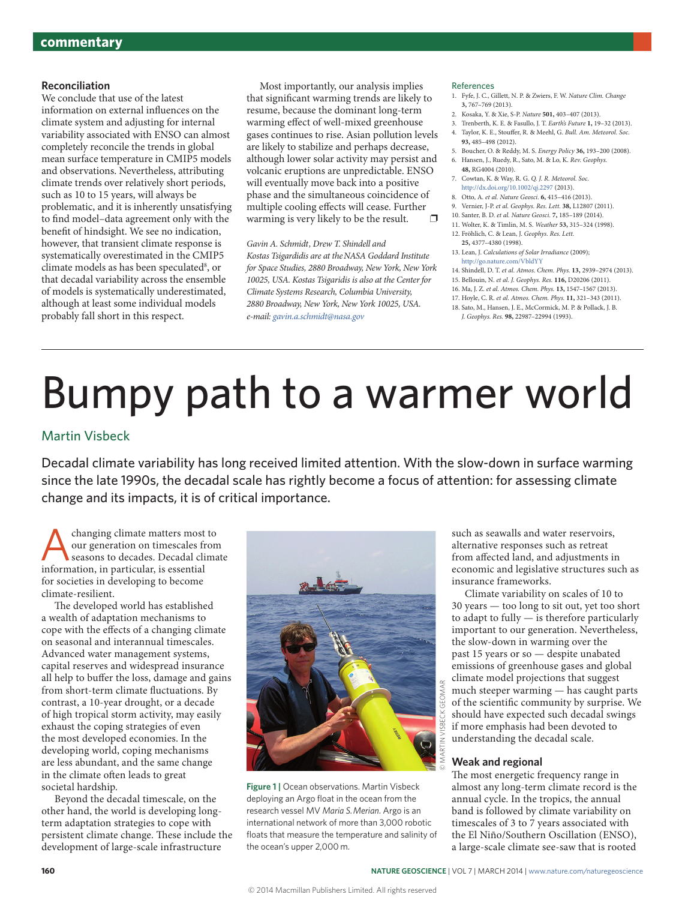## Reconciliation

We conclude that use of the latest information on external influences on the climate system and adjusting for internal variability associated with ENSO can almost completely reconcile the trends in global mean surface temperature in CMIP5 models and observations. Nevertheless, attributing climate trends over relatively short periods, such as 10 to 15 years, will always be problematic, and it is inherently unsatisfying to find model–data agreement only with the benefit of hindsight. We see no indication, however, that transient climate response is systematically overestimated in the CMIP5 climate models as has been speculated[8], or that decadal variability across the ensemble of models is systematically underestimated, although at least some individual models probably fall short in this respect.

Most importantly, our analysis implies that significant warming trends are likely to resume, because the dominant long-term warming effect of well-mixed greenhouse gases continues to rise. Asian pollution levels are likely to stabilize and perhaps decrease, although lower solar activity may persist and volcanic eruptions are unpredictable. ENSO will eventually move back into a positive phase and the simultaneous coincidence of multiple cooling effects will cease. Further warming is very likely to be the result. ❐

*Gavin A. Schmidt, Drew T. Shindell and Kostas Tsigaridis are at the NASA Goddard Institute for Space Studies, 2880 Broadway, New York, New York 10025, USA. Kostas Tsigaridis is also at the Center for Climate Systems Research, Columbia University, 2880 Broadway, New York, New York 10025, USA. e-mail: gavin.a.schmidt@nasa.gov*

### References

1. Fyfe, J. C., Gillett, N. P. & Zwiers, F. W. *Nature Clim. Change* **3,** 767–769 (2013).
2. Kosaka, Y. & Xie, S-P. *Nature* **501,** 403–407 (2013).
3. Trenberth, K. E. & Fasullo, J. T. *Earth's Future* **1,** 19–32 (2013).
4. Taylor, K. E., Stouffer, R. & Meehl, G. *Bull. Am. Meteorol. Soc.* **93,** 485–498 (2012).
5. Boucher, O. & Reddy, M. S. *Energy Policy* **36,** 193–200 (2008).
6. Hansen, J., Ruedy, R., Sato, M. & Lo, K. *Rev. Geophys.* **48,** RG4004 (2010).
7. Cowtan, K. & Way, R. G. *Q. J. R. Meteorol. Soc.* http://dx.doi.org/10.1002/qj.2297 (2013).
8. Otto, A. *et al. Nature Geosci.* **6,** 415–416 (2013).
9. Vernier, J-P. *et al. Geophys. Res. Lett.* **38,** L12807 (2011).
10. Santer, B. D. *et al. Nature Geosci.* **7,** 185–189 (2014).
11. Wolter, K. & Timlin, M. S. *Weather* **53,** 315–324 (1998).
12. Fröhlich, C. & Lean, J. *Geophys. Res. Lett.* **25,** 4377–4380 (1998).
13. Lean, J. *Calculations of Solar Irradiance* (2009); http://go.nature.com/VbldYY
14. Shindell, D. T. *et al. Atmos. Chem. Phys.* **13,** 2939–2974 (2013).
15. Bellouin, N. *et al. J. Geophys. Res.* **116,** D20206 (2011).
16. Ma, J. Z. *et al. Atmos. Chem. Phys.* **13,** 1547–1567 (2013).
17. Hoyle, C. R. *et al. Atmos. Chem. Phys.* **11,** 321–343 (2011).
18. Sato, M., Hansen, J., McCormick, M. P. & Pollack, J. B. *J. Geophys. Res.* **98,** 22987–22994 (1993).

# Bumpy path to a warmer world

**Martin Visbeck**

Decadal climate variability has long received limited attention. With the slow-down in surface warming since the late 1990s, the decadal scale has rightly become a focus of attention: for assessing climate change and its impacts, it is of critical importance.

A changing climate matters most to our generation on timescales from seasons to decades. Decadal climate information, in particular, is essential for societies in developing to become climate-resilient.

The developed world has established a wealth of adaptation mechanisms to cope with the effects of a changing climate on seasonal and interannual timescales. Advanced water management systems, capital reserves and widespread insurance all help to buffer the loss, damage and gains from short-term climate fluctuations. By contrast, a 10-year drought, or a decade of high tropical storm activity, may easily exhaust the coping strategies of even the most developed economies. In the developing world, coping mechanisms are less abundant, and the same change in the climate often leads to great societal hardship.

Beyond the decadal timescale, on the other hand, the world is developing long-term adaptation strategies to cope with persistent climate change. These include the development of large-scale infrastructure such as seawalls and water reservoirs, alternative responses such as retreat from affected land, and adjustments in economic and legislative structures such as insurance frameworks.

**Figure 1 |** Ocean observations. Martin Visbeck deploying an Argo float in the ocean from the research vessel MV *Maria S. Merian*. Argo is an international network of more than 3,000 robotic floats that measure the temperature and salinity of the ocean's upper 2,000 m.

© MARTIN VISBECK GEOMAR

Climate variability on scales of 10 to 30 years — too long to sit out, yet too short to adapt to fully — is therefore particularly important to our generation. Nevertheless, the slow-down in warming over the past 15 years or so — despite unabated emissions of greenhouse gases and global climate model projections that suggest much steeper warming — has caught parts of the scientific community by surprise. We should have expected such decadal swings if more emphasis had been devoted to understanding the decadal scale.

## Weak and regional

The most energetic frequency range in almost any long-term climate record is the annual cycle. In the tropics, the annual band is followed by climate variability on timescales of 3 to 7 years associated with the El Niño/Southern Oscillation (ENSO), a large-scale climate see-saw that is rooted